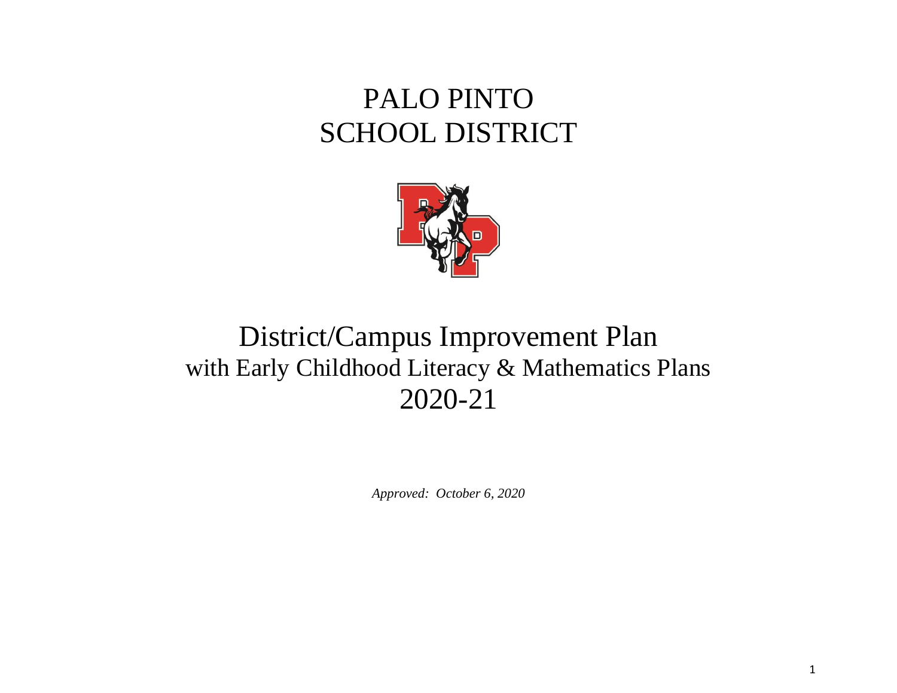# PALO PINTO
# SCHOOL DISTRICT

# District/Campus Improvement Plan
## with Early Childhood Literacy & Mathematics Plans
## 2020-21

*Approved: October 6, 2020*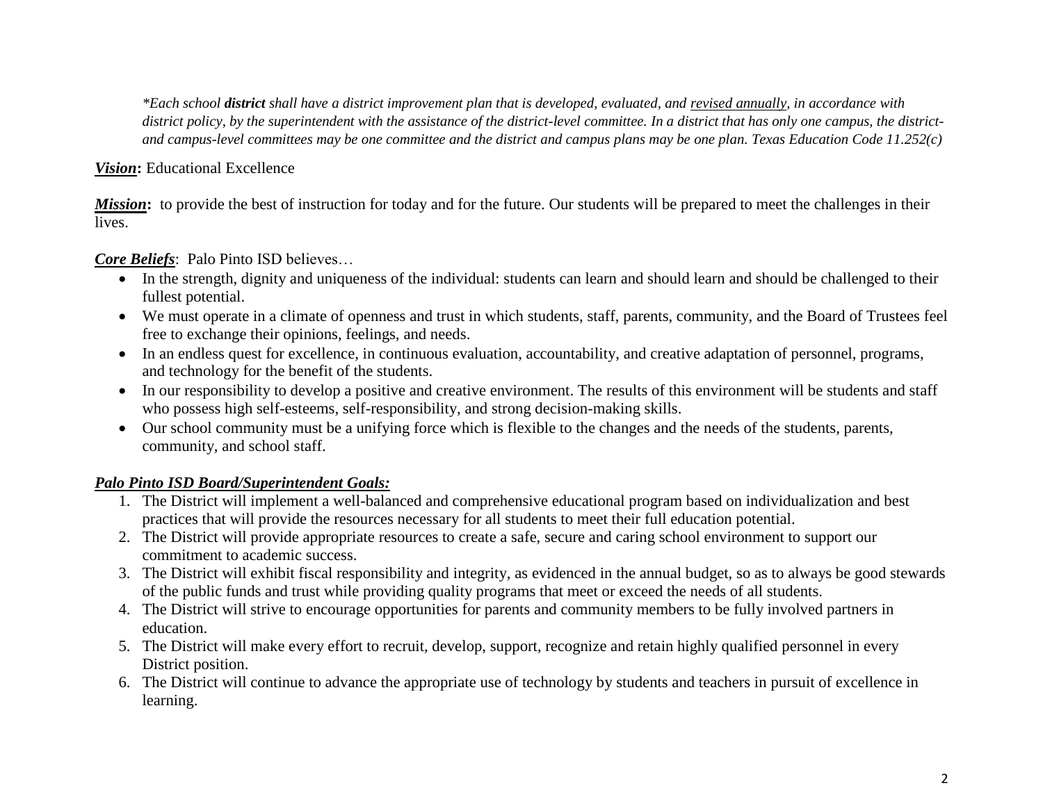*\*Each school **district** shall have a district improvement plan that is developed, evaluated, and revised annually, in accordance with district policy, by the superintendent with the assistance of the district-level committee. In a district that has only one campus, the district- and campus-level committees may be one committee and the district and campus plans may be one plan. Texas Education Code 11.252(c)*

***Vision*:** Educational Excellence

***Mission*:** to provide the best of instruction for today and for the future. Our students will be prepared to meet the challenges in their lives.

***Core Beliefs***: Palo Pinto ISD believes…

- In the strength, dignity and uniqueness of the individual: students can learn and should learn and should be challenged to their fullest potential.
- We must operate in a climate of openness and trust in which students, staff, parents, community, and the Board of Trustees feel free to exchange their opinions, feelings, and needs.
- In an endless quest for excellence, in continuous evaluation, accountability, and creative adaptation of personnel, programs, and technology for the benefit of the students.
- In our responsibility to develop a positive and creative environment. The results of this environment will be students and staff who possess high self-esteems, self-responsibility, and strong decision-making skills.
- Our school community must be a unifying force which is flexible to the changes and the needs of the students, parents, community, and school staff.

***Palo Pinto ISD Board/Superintendent Goals:***

1. The District will implement a well-balanced and comprehensive educational program based on individualization and best practices that will provide the resources necessary for all students to meet their full education potential.
2. The District will provide appropriate resources to create a safe, secure and caring school environment to support our commitment to academic success.
3. The District will exhibit fiscal responsibility and integrity, as evidenced in the annual budget, so as to always be good stewards of the public funds and trust while providing quality programs that meet or exceed the needs of all students.
4. The District will strive to encourage opportunities for parents and community members to be fully involved partners in education.
5. The District will make every effort to recruit, develop, support, recognize and retain highly qualified personnel in every District position.
6. The District will continue to advance the appropriate use of technology by students and teachers in pursuit of excellence in learning.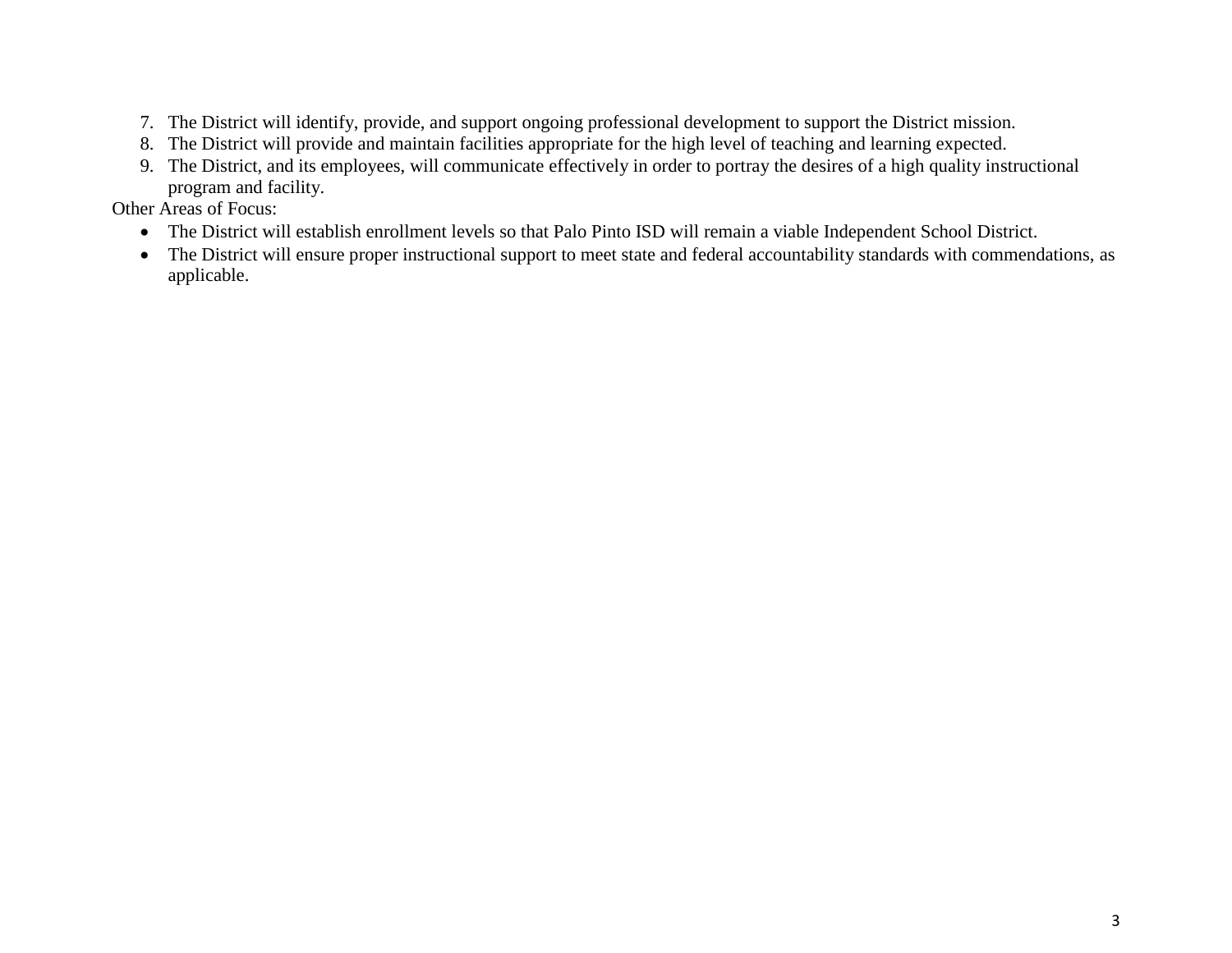7. The District will identify, provide, and support ongoing professional development to support the District mission.
8. The District will provide and maintain facilities appropriate for the high level of teaching and learning expected.
9. The District, and its employees, will communicate effectively in order to portray the desires of a high quality instructional program and facility.

Other Areas of Focus:

- The District will establish enrollment levels so that Palo Pinto ISD will remain a viable Independent School District.
- The District will ensure proper instructional support to meet state and federal accountability standards with commendations, as applicable.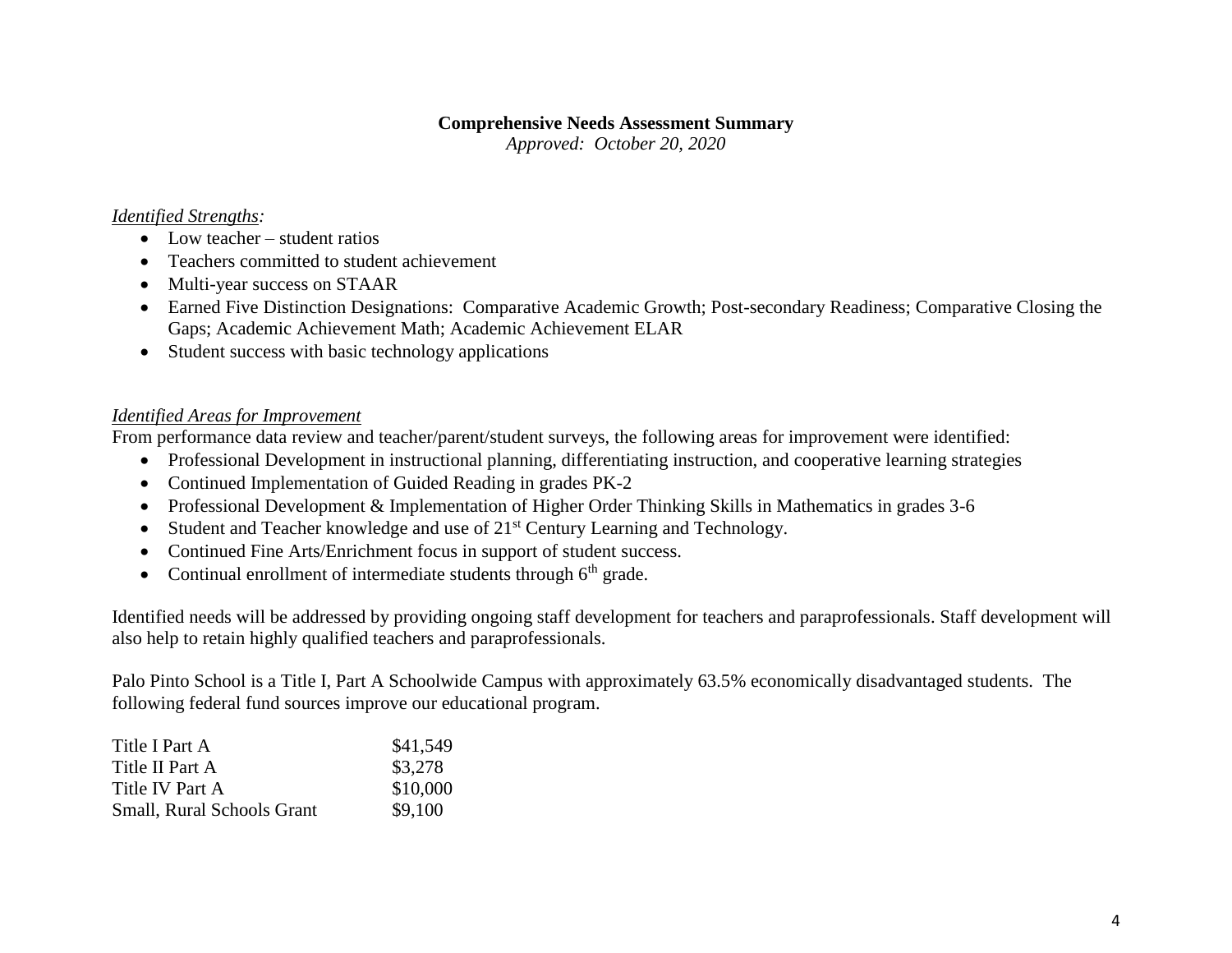**Comprehensive Needs Assessment Summary**

*Approved: October 20, 2020*

*Identified Strengths:*

- Low teacher – student ratios
- Teachers committed to student achievement
- Multi-year success on STAAR
- Earned Five Distinction Designations: Comparative Academic Growth; Post-secondary Readiness; Comparative Closing the Gaps; Academic Achievement Math; Academic Achievement ELAR
- Student success with basic technology applications

*Identified Areas for Improvement*

From performance data review and teacher/parent/student surveys, the following areas for improvement were identified:

- Professional Development in instructional planning, differentiating instruction, and cooperative learning strategies
- Continued Implementation of Guided Reading in grades PK-2
- Professional Development & Implementation of Higher Order Thinking Skills in Mathematics in grades 3-6
- Student and Teacher knowledge and use of 21st Century Learning and Technology.
- Continued Fine Arts/Enrichment focus in support of student success.
- Continual enrollment of intermediate students through 6th grade.

Identified needs will be addressed by providing ongoing staff development for teachers and paraprofessionals. Staff development will also help to retain highly qualified teachers and paraprofessionals.

Palo Pinto School is a Title I, Part A Schoolwide Campus with approximately 63.5% economically disadvantaged students. The following federal fund sources improve our educational program.

| | |
|---|---|
| Title I Part A | \$41,549 |
| Title II Part A | \$3,278 |
| Title IV Part A | \$10,000 |
| Small, Rural Schools Grant | \$9,100 |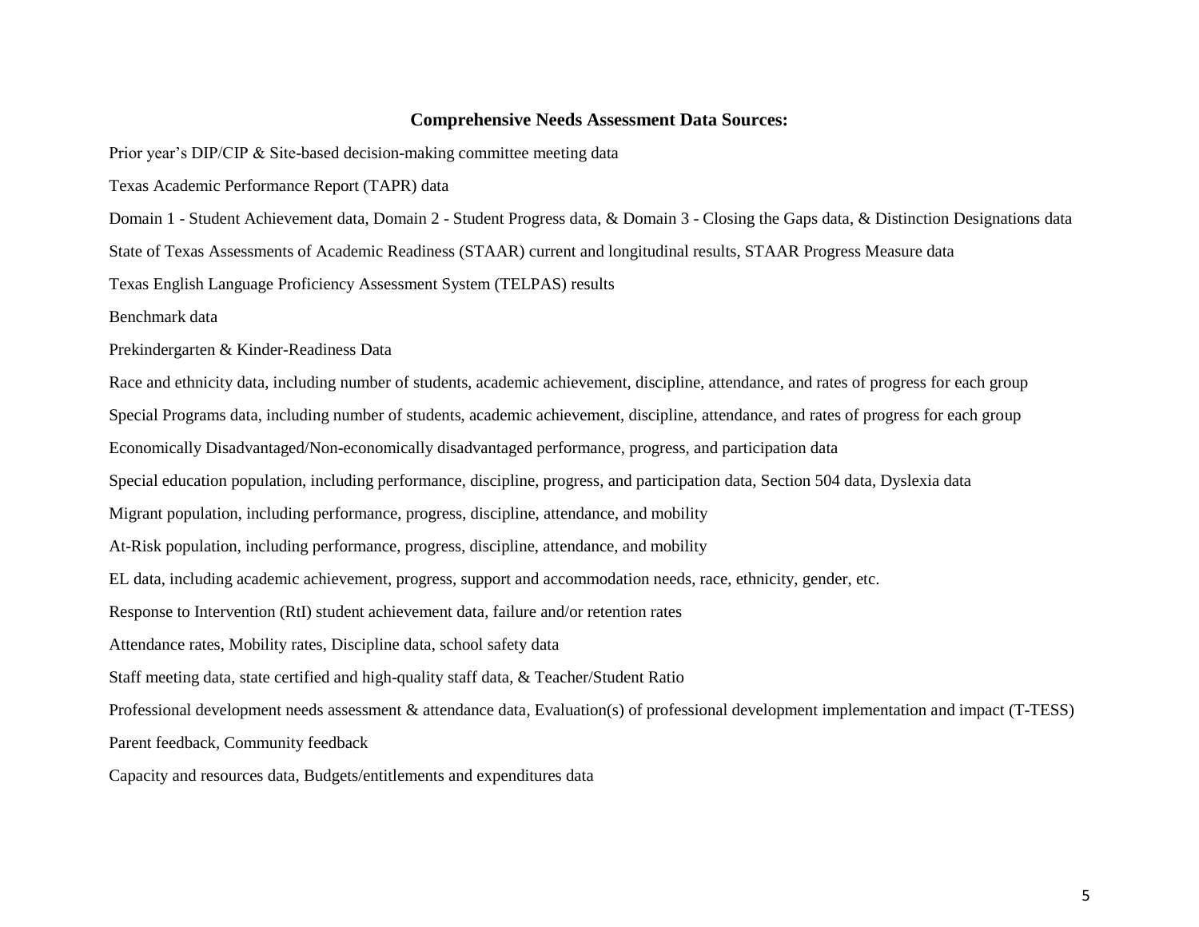**Comprehensive Needs Assessment Data Sources:**

Prior year's DIP/CIP & Site-based decision-making committee meeting data

Texas Academic Performance Report (TAPR) data

Domain 1 - Student Achievement data, Domain 2 - Student Progress data, & Domain 3 - Closing the Gaps data, & Distinction Designations data

State of Texas Assessments of Academic Readiness (STAAR) current and longitudinal results, STAAR Progress Measure data

Texas English Language Proficiency Assessment System (TELPAS) results

Benchmark data

Prekindergarten & Kinder-Readiness Data

Race and ethnicity data, including number of students, academic achievement, discipline, attendance, and rates of progress for each group

Special Programs data, including number of students, academic achievement, discipline, attendance, and rates of progress for each group

Economically Disadvantaged/Non-economically disadvantaged performance, progress, and participation data

Special education population, including performance, discipline, progress, and participation data, Section 504 data, Dyslexia data

Migrant population, including performance, progress, discipline, attendance, and mobility

At-Risk population, including performance, progress, discipline, attendance, and mobility

EL data, including academic achievement, progress, support and accommodation needs, race, ethnicity, gender, etc.

Response to Intervention (RtI) student achievement data, failure and/or retention rates

Attendance rates, Mobility rates, Discipline data, school safety data

Staff meeting data, state certified and high-quality staff data, & Teacher/Student Ratio

Professional development needs assessment & attendance data, Evaluation(s) of professional development implementation and impact (T-TESS)

Parent feedback, Community feedback

Capacity and resources data, Budgets/entitlements and expenditures data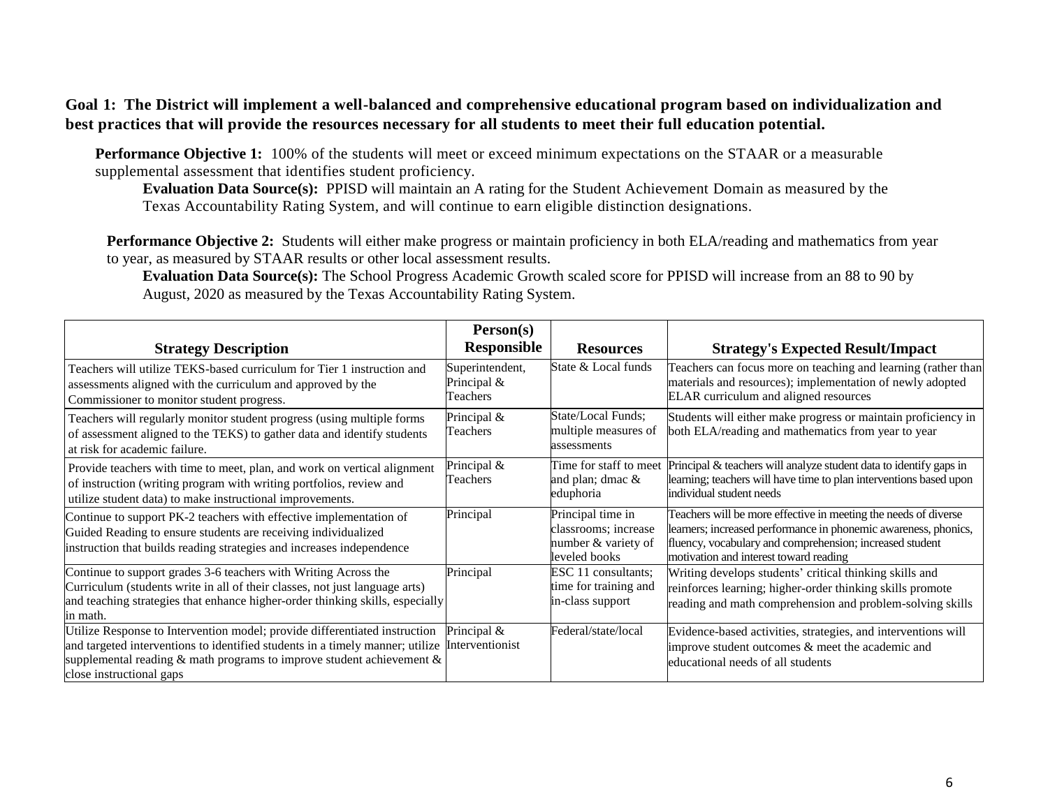**Goal 1: The District will implement a well-balanced and comprehensive educational program based on individualization and best practices that will provide the resources necessary for all students to meet their full education potential.**

**Performance Objective 1:** 100% of the students will meet or exceed minimum expectations on the STAAR or a measurable supplemental assessment that identifies student proficiency.

**Evaluation Data Source(s):** PPISD will maintain an A rating for the Student Achievement Domain as measured by the Texas Accountability Rating System, and will continue to earn eligible distinction designations.

**Performance Objective 2:** Students will either make progress or maintain proficiency in both ELA/reading and mathematics from year to year, as measured by STAAR results or other local assessment results.

**Evaluation Data Source(s):** The School Progress Academic Growth scaled score for PPISD will increase from an 88 to 90 by August, 2020 as measured by the Texas Accountability Rating System.

| Strategy Description | Person(s) Responsible | Resources | Strategy's Expected Result/Impact |
|---|---|---|---|
| Teachers will utilize TEKS-based curriculum for Tier 1 instruction and assessments aligned with the curriculum and approved by the Commissioner to monitor student progress. | Superintendent, Principal & Teachers | State & Local funds | Teachers can focus more on teaching and learning (rather than materials and resources); implementation of newly adopted ELAR curriculum and aligned resources |
| Teachers will regularly monitor student progress (using multiple forms of assessment aligned to the TEKS) to gather data and identify students at risk for academic failure. | Principal & Teachers | State/Local Funds; multiple measures of assessments | Students will either make progress or maintain proficiency in both ELA/reading and mathematics from year to year |
| Provide teachers with time to meet, plan, and work on vertical alignment of instruction (writing program with writing portfolios, review and utilize student data) to make instructional improvements. | Principal & Teachers | Time for staff to meet and plan; dmac & eduphoria | Principal & teachers will analyze student data to identify gaps in learning; teachers will have time to plan interventions based upon individual student needs |
| Continue to support PK-2 teachers with effective implementation of Guided Reading to ensure students are receiving individualized instruction that builds reading strategies and increases independence | Principal | Principal time in classrooms; increase number & variety of leveled books | Teachers will be more effective in meeting the needs of diverse learners; increased performance in phonemic awareness, phonics, fluency, vocabulary and comprehension; increased student motivation and interest toward reading |
| Continue to support grades 3-6 teachers with Writing Across the Curriculum (students write in all of their classes, not just language arts) and teaching strategies that enhance higher-order thinking skills, especially in math. | Principal | ESC 11 consultants; time for training and in-class support | Writing develops students' critical thinking skills and reinforces learning; higher-order thinking skills promote reading and math comprehension and problem-solving skills |
| Utilize Response to Intervention model; provide differentiated instruction and targeted interventions to identified students in a timely manner; utilize supplemental reading & math programs to improve student achievement & close instructional gaps | Principal & Interventionist | Federal/state/local | Evidence-based activities, strategies, and interventions will improve student outcomes & meet the academic and educational needs of all students |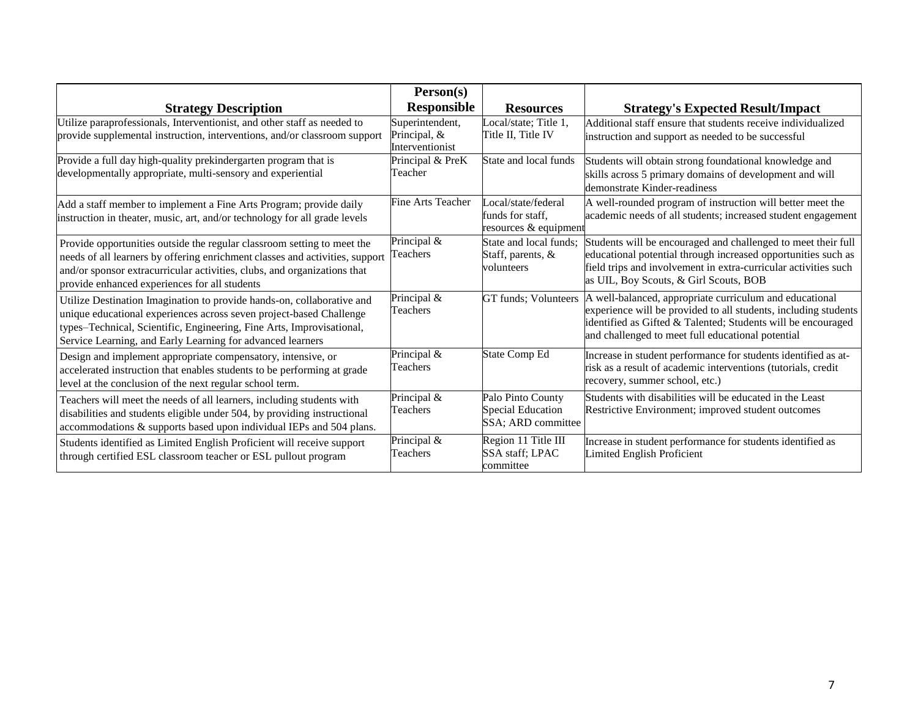| Strategy Description | Person(s) Responsible | Resources | Strategy's Expected Result/Impact |
|---|---|---|---|
| Utilize paraprofessionals, Interventionist, and other staff as needed to provide supplemental instruction, interventions, and/or classroom support | Superintendent, Principal, & Interventionist | Local/state; Title 1, Title II, Title IV | Additional staff ensure that students receive individualized instruction and support as needed to be successful |
| Provide a full day high-quality prekindergarten program that is developmentally appropriate, multi-sensory and experiential | Principal & PreK Teacher | State and local funds | Students will obtain strong foundational knowledge and skills across 5 primary domains of development and will demonstrate Kinder-readiness |
| Add a staff member to implement a Fine Arts Program; provide daily instruction in theater, music, art, and/or technology for all grade levels | Fine Arts Teacher | Local/state/federal funds for staff, resources & equipment | A well-rounded program of instruction will better meet the academic needs of all students; increased student engagement |
| Provide opportunities outside the regular classroom setting to meet the needs of all learners by offering enrichment classes and activities, support and/or sponsor extracurricular activities, clubs, and organizations that provide enhanced experiences for all students | Principal & Teachers | State and local funds; Staff, parents, & volunteers | Students will be encouraged and challenged to meet their full educational potential through increased opportunities such as field trips and involvement in extra-curricular activities such as UIL, Boy Scouts, & Girl Scouts, BOB |
| Utilize Destination Imagination to provide hands-on, collaborative and unique educational experiences across seven project-based Challenge types–Technical, Scientific, Engineering, Fine Arts, Improvisational, Service Learning, and Early Learning for advanced learners | Principal & Teachers | GT funds; Volunteers | A well-balanced, appropriate curriculum and educational experience will be provided to all students, including students identified as Gifted & Talented; Students will be encouraged and challenged to meet full educational potential |
| Design and implement appropriate compensatory, intensive, or accelerated instruction that enables students to be performing at grade level at the conclusion of the next regular school term. | Principal & Teachers | State Comp Ed | Increase in student performance for students identified as at-risk as a result of academic interventions (tutorials, credit recovery, summer school, etc.) |
| Teachers will meet the needs of all learners, including students with disabilities and students eligible under 504, by providing instructional accommodations & supports based upon individual IEPs and 504 plans. | Principal & Teachers | Palo Pinto County Special Education SSA; ARD committee | Students with disabilities will be educated in the Least Restrictive Environment; improved student outcomes |
| Students identified as Limited English Proficient will receive support through certified ESL classroom teacher or ESL pullout program | Principal & Teachers | Region 11 Title III SSA staff; LPAC committee | Increase in student performance for students identified as Limited English Proficient |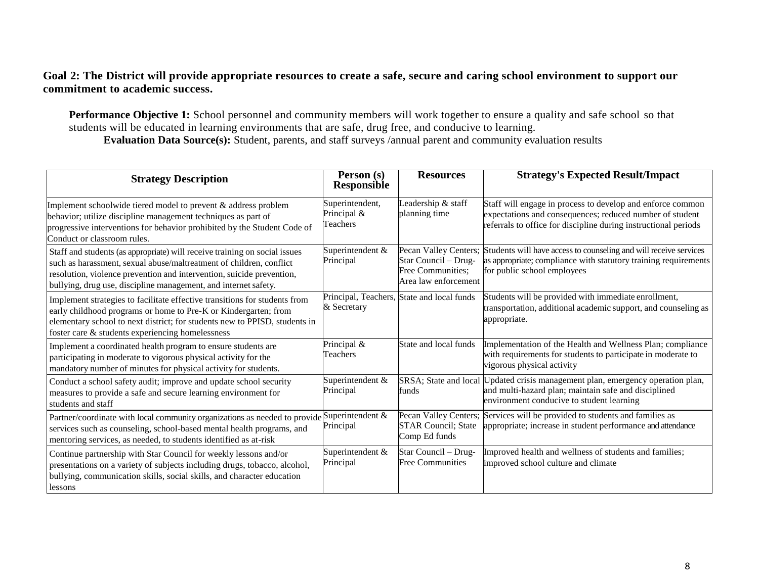**Goal 2: The District will provide appropriate resources to create a safe, secure and caring school environment to support our commitment to academic success.**

**Performance Objective 1:** School personnel and community members will work together to ensure a quality and safe school so that students will be educated in learning environments that are safe, drug free, and conducive to learning.

**Evaluation Data Source(s):** Student, parents, and staff surveys /annual parent and community evaluation results

| Strategy Description | Person (s) Responsible | Resources | Strategy's Expected Result/Impact |
|---|---|---|---|
| Implement schoolwide tiered model to prevent & address problem behavior; utilize discipline management techniques as part of progressive interventions for behavior prohibited by the Student Code of Conduct or classroom rules. | Superintendent, Principal & Teachers | Leadership & staff planning time | Staff will engage in process to develop and enforce common expectations and consequences; reduced number of student referrals to office for discipline during instructional periods |
| Staff and students (as appropriate) will receive training on social issues such as harassment, sexual abuse/maltreatment of children, conflict resolution, violence prevention and intervention, suicide prevention, bullying, drug use, discipline management, and internet safety. | Superintendent & Principal | Pecan Valley Centers; Star Council – Drug-Free Communities; Area law enforcement | Students will have access to counseling and will receive services as appropriate; compliance with statutory training requirements for public school employees |
| Implement strategies to facilitate effective transitions for students from early childhood programs or home to Pre-K or Kindergarten; from elementary school to next district; for students new to PPISD, students in foster care & students experiencing homelessness | Principal, Teachers, & Secretary | State and local funds | Students will be provided with immediate enrollment, transportation, additional academic support, and counseling as appropriate. |
| Implement a coordinated health program to ensure students are participating in moderate to vigorous physical activity for the mandatory number of minutes for physical activity for students. | Principal & Teachers | State and local funds | Implementation of the Health and Wellness Plan; compliance with requirements for students to participate in moderate to vigorous physical activity |
| Conduct a school safety audit; improve and update school security measures to provide a safe and secure learning environment for students and staff | Superintendent & Principal | SRSA; State and local funds | Updated crisis management plan, emergency operation plan, and multi-hazard plan; maintain safe and disciplined environment conducive to student learning |
| Partner/coordinate with local community organizations as needed to provide services such as counseling, school-based mental health programs, and mentoring services, as needed, to students identified as at-risk | Superintendent & Principal | Pecan Valley Centers; STAR Council; State Comp Ed funds | Services will be provided to students and families as appropriate; increase in student performance and attendance |
| Continue partnership with Star Council for weekly lessons and/or presentations on a variety of subjects including drugs, tobacco, alcohol, bullying, communication skills, social skills, and character education lessons | Superintendent & Principal | Star Council – Drug-Free Communities | Improved health and wellness of students and families; improved school culture and climate |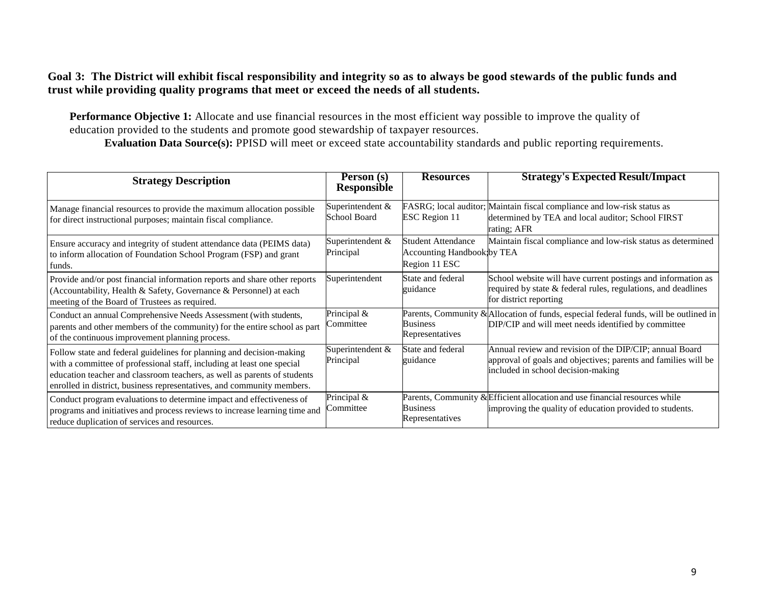**Goal 3: The District will exhibit fiscal responsibility and integrity so as to always be good stewards of the public funds and trust while providing quality programs that meet or exceed the needs of all students.**

**Performance Objective 1:** Allocate and use financial resources in the most efficient way possible to improve the quality of education provided to the students and promote good stewardship of taxpayer resources.

**Evaluation Data Source(s):** PPISD will meet or exceed state accountability standards and public reporting requirements.

| Strategy Description | Person (s) Responsible | Resources | Strategy's Expected Result/Impact |
|---|---|---|---|
| Manage financial resources to provide the maximum allocation possible for direct instructional purposes; maintain fiscal compliance. | Superintendent & School Board | FASRG; local auditor; ESC Region 11 | Maintain fiscal compliance and low-risk status as determined by TEA and local auditor; School FIRST rating; AFR |
| Ensure accuracy and integrity of student attendance data (PEIMS data) to inform allocation of Foundation School Program (FSP) and grant funds. | Superintendent & Principal | Student Attendance Accounting Handbook; Region 11 ESC | Maintain fiscal compliance and low-risk status as determined by TEA |
| Provide and/or post financial information reports and share other reports (Accountability, Health & Safety, Governance & Personnel) at each meeting of the Board of Trustees as required. | Superintendent | State and federal guidance | School website will have current postings and information as required by state & federal rules, regulations, and deadlines for district reporting |
| Conduct an annual Comprehensive Needs Assessment (with students, parents and other members of the community) for the entire school as part of the continuous improvement planning process. | Principal & Committee | Parents, Community & Business Representatives | Allocation of funds, especial federal funds, will be outlined in DIP/CIP and will meet needs identified by committee |
| Follow state and federal guidelines for planning and decision-making with a committee of professional staff, including at least one special education teacher and classroom teachers, as well as parents of students enrolled in district, business representatives, and community members. | Superintendent & Principal | State and federal guidance | Annual review and revision of the DIP/CIP; annual Board approval of goals and objectives; parents and families will be included in school decision-making |
| Conduct program evaluations to determine impact and effectiveness of programs and initiatives and process reviews to increase learning time and reduce duplication of services and resources. | Principal & Committee | Parents, Community & Business Representatives | Efficient allocation and use financial resources while improving the quality of education provided to students. |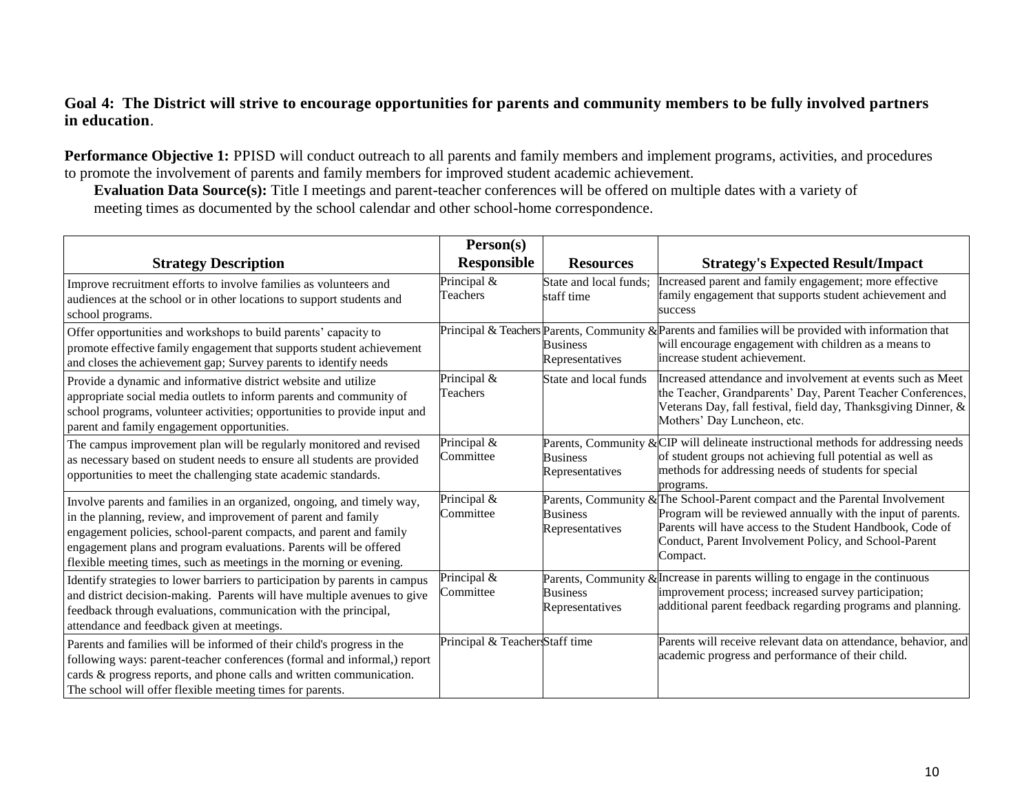**Goal 4: The District will strive to encourage opportunities for parents and community members to be fully involved partners in education**.

**Performance Objective 1:** PPISD will conduct outreach to all parents and family members and implement programs, activities, and procedures to promote the involvement of parents and family members for improved student academic achievement.

**Evaluation Data Source(s):** Title I meetings and parent-teacher conferences will be offered on multiple dates with a variety of meeting times as documented by the school calendar and other school-home correspondence.

| Strategy Description | Person(s) Responsible | Resources | Strategy's Expected Result/Impact |
|---|---|---|---|
| Improve recruitment efforts to involve families as volunteers and audiences at the school or in other locations to support students and school programs. | Principal & Teachers | State and local funds; staff time | Increased parent and family engagement; more effective family engagement that supports student achievement and success |
| Offer opportunities and workshops to build parents' capacity to promote effective family engagement that supports student achievement and closes the achievement gap; Survey parents to identify needs | Principal & Teachers | Parents, Community & Business Representatives | Parents and families will be provided with information that will encourage engagement with children as a means to increase student achievement. |
| Provide a dynamic and informative district website and utilize appropriate social media outlets to inform parents and community of school programs, volunteer activities; opportunities to provide input and parent and family engagement opportunities. | Principal & Teachers | State and local funds | Increased attendance and involvement at events such as Meet the Teacher, Grandparents' Day, Parent Teacher Conferences, Veterans Day, fall festival, field day, Thanksgiving Dinner, & Mothers' Day Luncheon, etc. |
| The campus improvement plan will be regularly monitored and revised as necessary based on student needs to ensure all students are provided opportunities to meet the challenging state academic standards. | Principal & Committee | Parents, Community & Business Representatives | CIP will delineate instructional methods for addressing needs of student groups not achieving full potential as well as methods for addressing needs of students for special programs. |
| Involve parents and families in an organized, ongoing, and timely way, in the planning, review, and improvement of parent and family engagement policies, school-parent compacts, and parent and family engagement plans and program evaluations. Parents will be offered flexible meeting times, such as meetings in the morning or evening. | Principal & Committee | Parents, Community & Business Representatives | The School-Parent compact and the Parental Involvement Program will be reviewed annually with the input of parents. Parents will have access to the Student Handbook, Code of Conduct, Parent Involvement Policy, and School-Parent Compact. |
| Identify strategies to lower barriers to participation by parents in campus and district decision-making. Parents will have multiple avenues to give feedback through evaluations, communication with the principal, attendance and feedback given at meetings. | Principal & Committee | Parents, Community & Business Representatives | Increase in parents willing to engage in the continuous improvement process; increased survey participation; additional parent feedback regarding programs and planning. |
| Parents and families will be informed of their child's progress in the following ways: parent-teacher conferences (formal and informal,) report cards & progress reports, and phone calls and written communication. The school will offer flexible meeting times for parents. | Principal & Teachers | Staff time | Parents will receive relevant data on attendance, behavior, and academic progress and performance of their child. |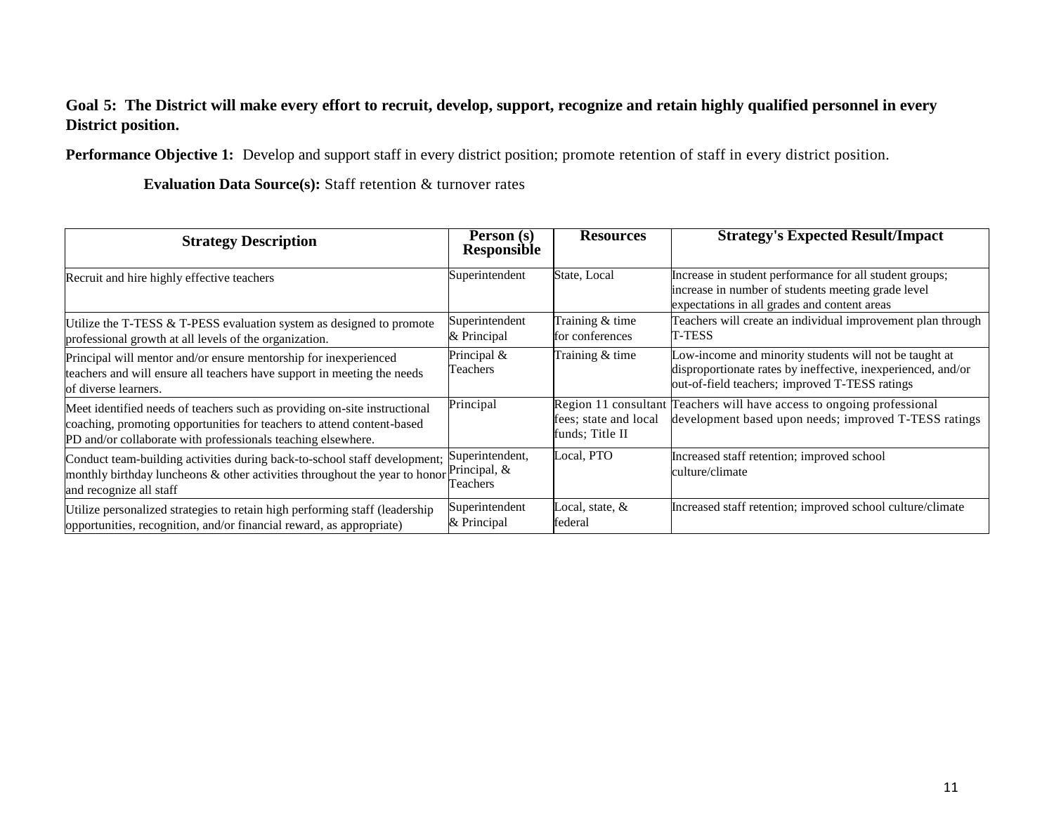**Goal 5: The District will make every effort to recruit, develop, support, recognize and retain highly qualified personnel in every District position.**

**Performance Objective 1:** Develop and support staff in every district position; promote retention of staff in every district position.

**Evaluation Data Source(s):** Staff retention & turnover rates

| Strategy Description | Person (s) Responsible | Resources | Strategy's Expected Result/Impact |
|---|---|---|---|
| Recruit and hire highly effective teachers | Superintendent | State, Local | Increase in student performance for all student groups; increase in number of students meeting grade level expectations in all grades and content areas |
| Utilize the T-TESS & T-PESS evaluation system as designed to promote professional growth at all levels of the organization. | Superintendent & Principal | Training & time for conferences | Teachers will create an individual improvement plan through T-TESS |
| Principal will mentor and/or ensure mentorship for inexperienced teachers and will ensure all teachers have support in meeting the needs of diverse learners. | Principal & Teachers | Training & time | Low-income and minority students will not be taught at disproportionate rates by ineffective, inexperienced, and/or out-of-field teachers; improved T-TESS ratings |
| Meet identified needs of teachers such as providing on-site instructional coaching, promoting opportunities for teachers to attend content-based PD and/or collaborate with professionals teaching elsewhere. | Principal | Region 11 consultant fees; state and local funds; Title II | Teachers will have access to ongoing professional development based upon needs; improved T-TESS ratings |
| Conduct team-building activities during back-to-school staff development; monthly birthday luncheons & other activities throughout the year to honor and recognize all staff | Superintendent, Principal, & Teachers | Local, PTO | Increased staff retention; improved school culture/climate |
| Utilize personalized strategies to retain high performing staff (leadership opportunities, recognition, and/or financial reward, as appropriate) | Superintendent & Principal | Local, state, & federal | Increased staff retention; improved school culture/climate |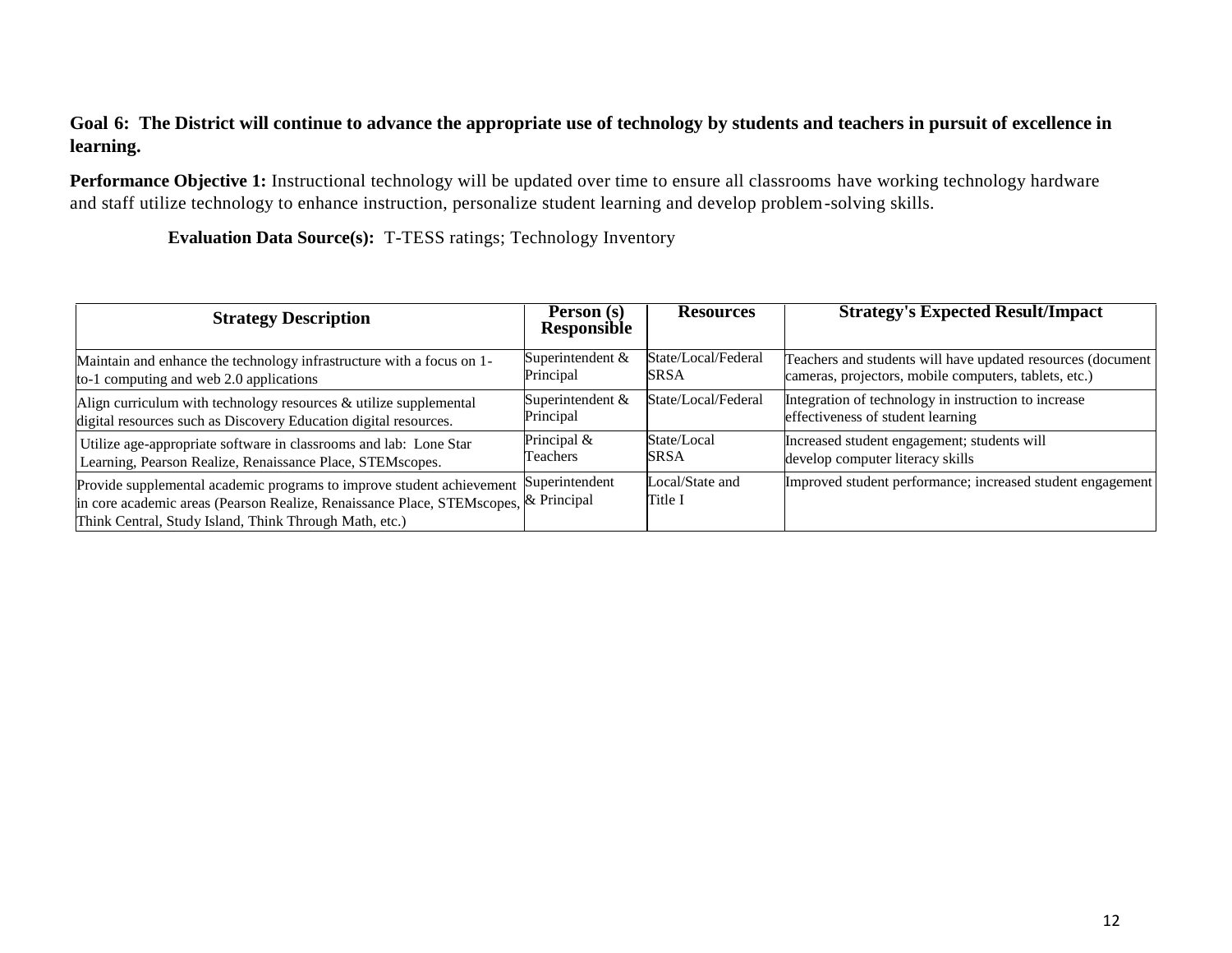**Goal 6: The District will continue to advance the appropriate use of technology by students and teachers in pursuit of excellence in learning.**

**Performance Objective 1:** Instructional technology will be updated over time to ensure all classrooms have working technology hardware and staff utilize technology to enhance instruction, personalize student learning and develop problem-solving skills.

**Evaluation Data Source(s):** T-TESS ratings; Technology Inventory

| Strategy Description | Person (s) Responsible | Resources | Strategy's Expected Result/Impact |
|---|---|---|---|
| Maintain and enhance the technology infrastructure with a focus on 1-to-1 computing and web 2.0 applications | Superintendent & Principal | State/Local/Federal SRSA | Teachers and students will have updated resources (document cameras, projectors, mobile computers, tablets, etc.) |
| Align curriculum with technology resources & utilize supplemental digital resources such as Discovery Education digital resources. | Superintendent & Principal | State/Local/Federal | Integration of technology in instruction to increase effectiveness of student learning |
| Utilize age-appropriate software in classrooms and lab: Lone Star Learning, Pearson Realize, Renaissance Place, STEMscopes. | Principal & Teachers | State/Local SRSA | Increased student engagement; students will develop computer literacy skills |
| Provide supplemental academic programs to improve student achievement in core academic areas (Pearson Realize, Renaissance Place, STEMscopes, Think Central, Study Island, Think Through Math, etc.) | Superintendent & Principal | Local/State and Title I | Improved student performance; increased student engagement |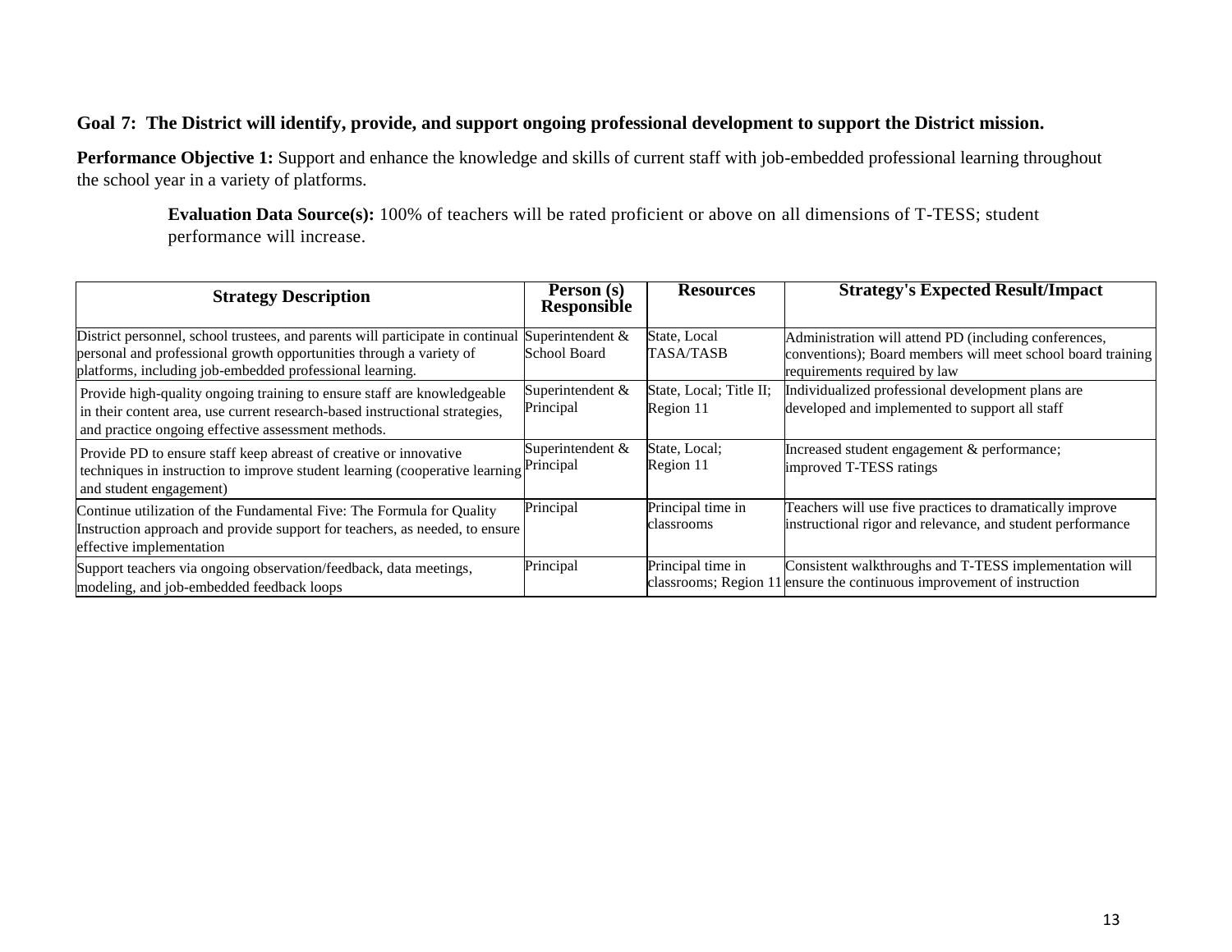**Goal 7: The District will identify, provide, and support ongoing professional development to support the District mission.**

**Performance Objective 1:** Support and enhance the knowledge and skills of current staff with job-embedded professional learning throughout the school year in a variety of platforms.

**Evaluation Data Source(s):** 100% of teachers will be rated proficient or above on all dimensions of T-TESS; student performance will increase.

| Strategy Description | Person (s) Responsible | Resources | Strategy's Expected Result/Impact |
| --- | --- | --- | --- |
| District personnel, school trustees, and parents will participate in continual personal and professional growth opportunities through a variety of platforms, including job-embedded professional learning. | Superintendent & School Board | State, Local TASA/TASB | Administration will attend PD (including conferences, conventions); Board members will meet school board training requirements required by law |
| Provide high-quality ongoing training to ensure staff are knowledgeable in their content area, use current research-based instructional strategies, and practice ongoing effective assessment methods. | Superintendent & Principal | State, Local; Title II; Region 11 | Individualized professional development plans are developed and implemented to support all staff |
| Provide PD to ensure staff keep abreast of creative or innovative techniques in instruction to improve student learning (cooperative learning and student engagement) | Superintendent & Principal | State, Local; Region 11 | Increased student engagement & performance; improved T-TESS ratings |
| Continue utilization of the Fundamental Five: The Formula for Quality Instruction approach and provide support for teachers, as needed, to ensure effective implementation | Principal | Principal time in classrooms | Teachers will use five practices to dramatically improve instructional rigor and relevance, and student performance |
| Support teachers via ongoing observation/feedback, data meetings, modeling, and job-embedded feedback loops | Principal | Principal time in classrooms; Region 11 | Consistent walkthroughs and T-TESS implementation will ensure the continuous improvement of instruction |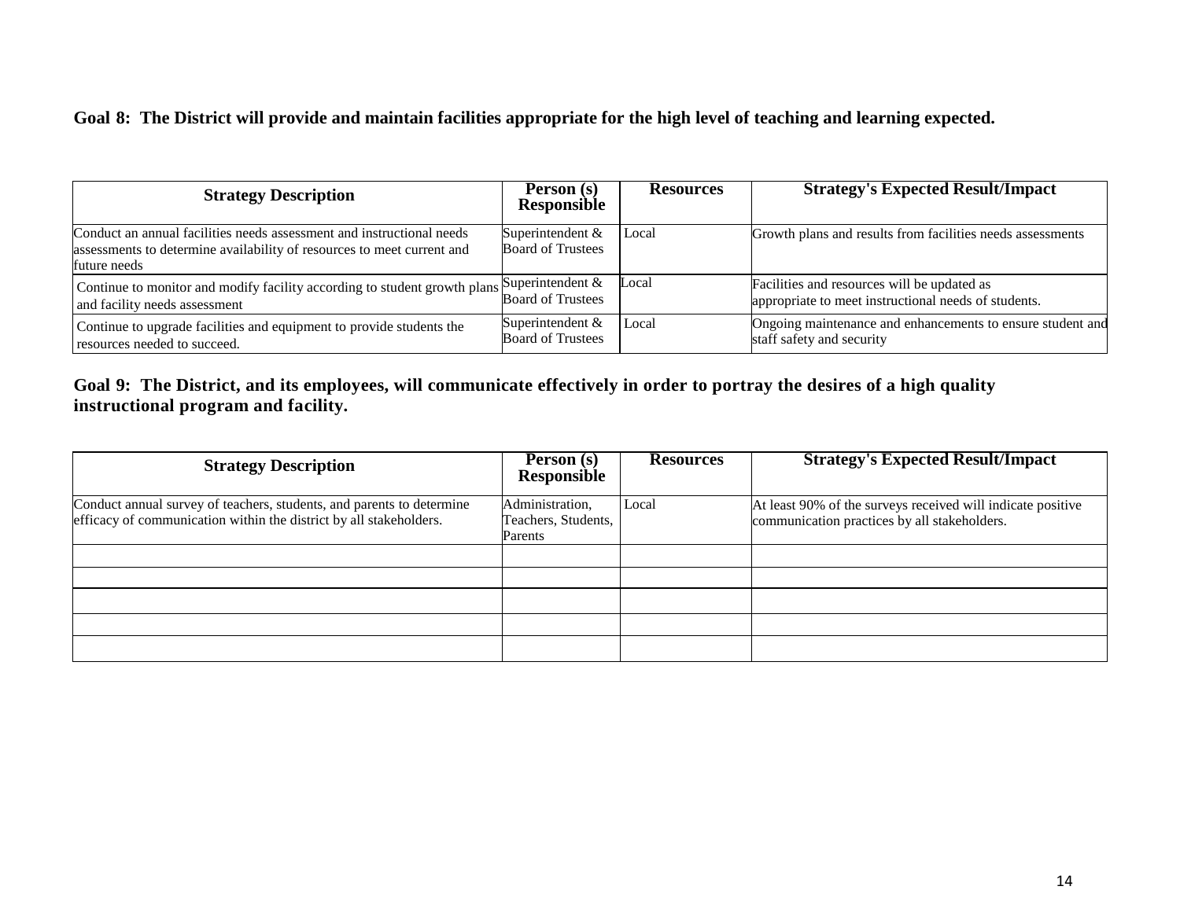**Goal 8: The District will provide and maintain facilities appropriate for the high level of teaching and learning expected.**

| Strategy Description | Person (s) Responsible | Resources | Strategy's Expected Result/Impact |
|---|---|---|---|
| Conduct an annual facilities needs assessment and instructional needs assessments to determine availability of resources to meet current and future needs | Superintendent & Board of Trustees | Local | Growth plans and results from facilities needs assessments |
| Continue to monitor and modify facility according to student growth plans and facility needs assessment | Superintendent & Board of Trustees | Local | Facilities and resources will be updated as appropriate to meet instructional needs of students. |
| Continue to upgrade facilities and equipment to provide students the resources needed to succeed. | Superintendent & Board of Trustees | Local | Ongoing maintenance and enhancements to ensure student and staff safety and security |

**Goal 9: The District, and its employees, will communicate effectively in order to portray the desires of a high quality instructional program and facility.**

| Strategy Description | Person (s) Responsible | Resources | Strategy's Expected Result/Impact |
|---|---|---|---|
| Conduct annual survey of teachers, students, and parents to determine efficacy of communication within the district by all stakeholders. | Administration, Teachers, Students, Parents | Local | At least 90% of the surveys received will indicate positive communication practices by all stakeholders. |
| | | | |
| | | | |
| | | | |
| | | | |
| | | | |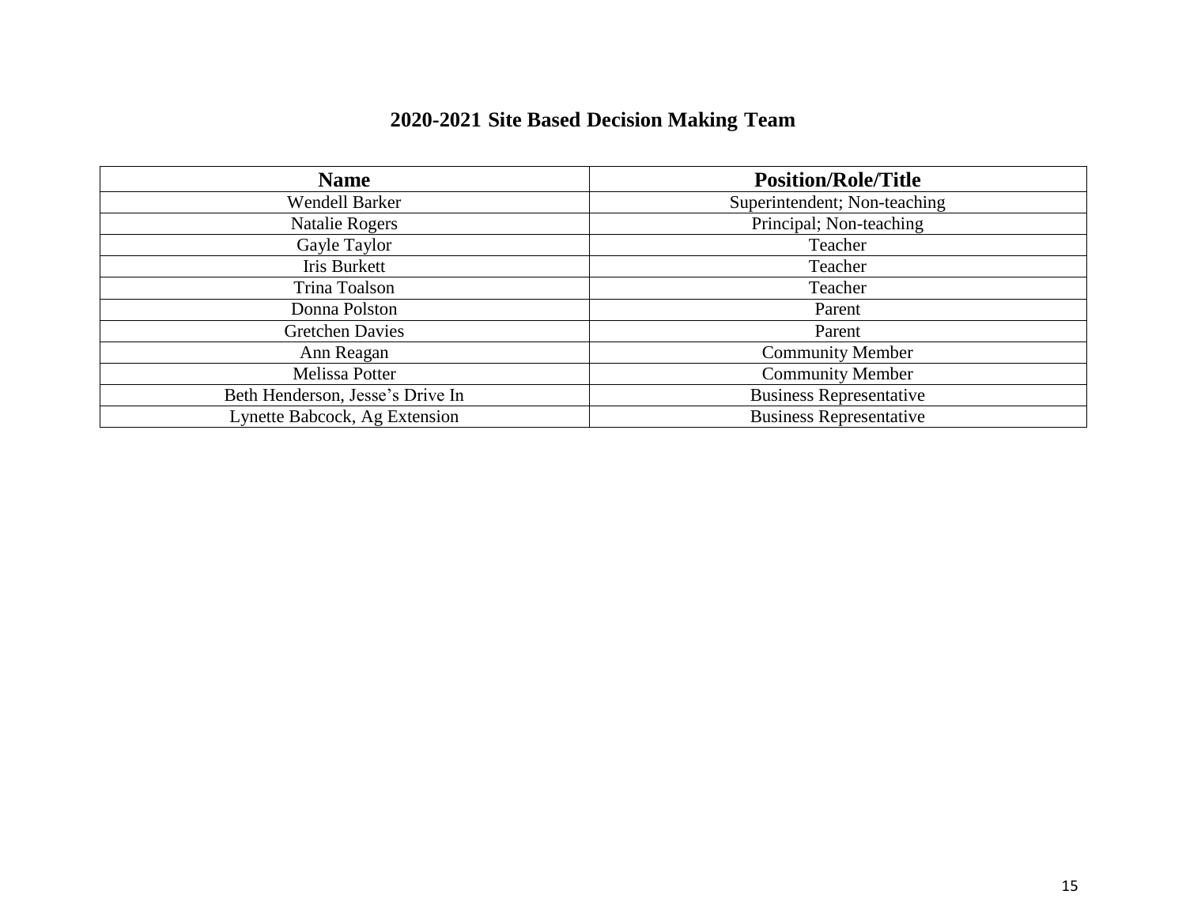# 2020-2021 Site Based Decision Making Team

| Name | Position/Role/Title |
|---|---|
| Wendell Barker | Superintendent; Non-teaching |
| Natalie Rogers | Principal; Non-teaching |
| Gayle Taylor | Teacher |
| Iris Burkett | Teacher |
| Trina Toalson | Teacher |
| Donna Polston | Parent |
| Gretchen Davies | Parent |
| Ann Reagan | Community Member |
| Melissa Potter | Community Member |
| Beth Henderson, Jesse's Drive In | Business Representative |
| Lynette Babcock, Ag Extension | Business Representative |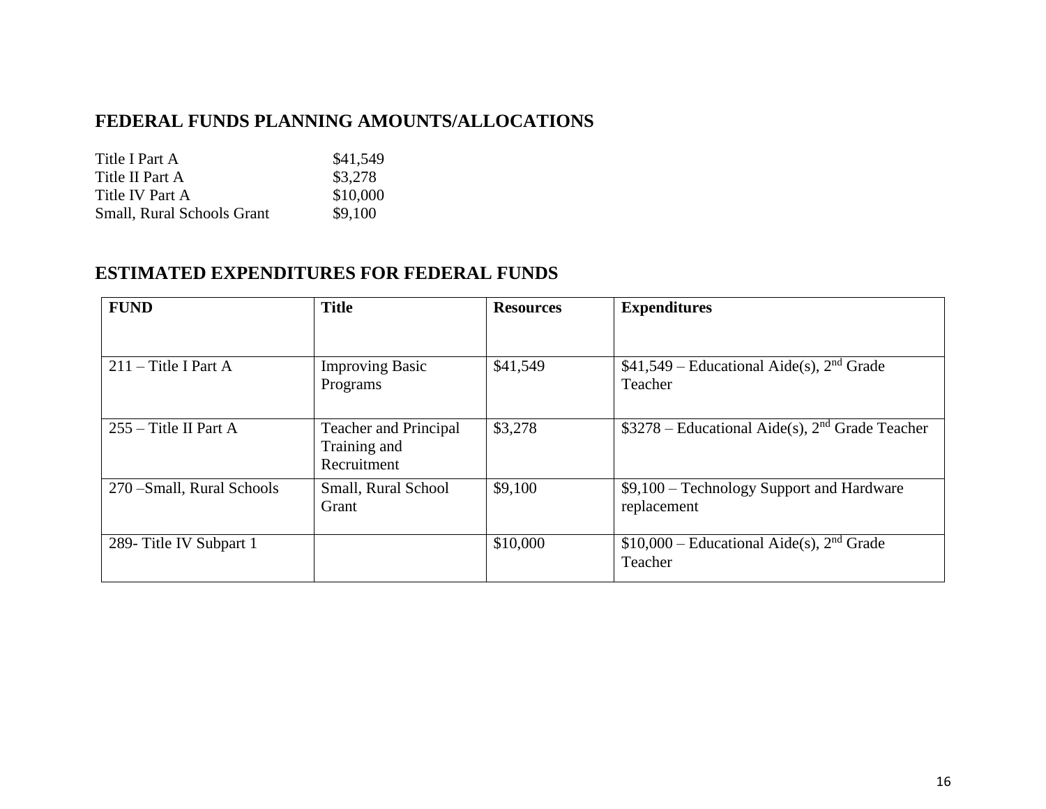## FEDERAL FUNDS PLANNING AMOUNTS/ALLOCATIONS

| | |
|---|---|
| Title I Part A | $41,549 |
| Title II Part A | $3,278 |
| Title IV Part A | $10,000 |
| Small, Rural Schools Grant | $9,100 |

## ESTIMATED EXPENDITURES FOR FEDERAL FUNDS

| FUND | Title | Resources | Expenditures |
|---|---|---|---|
| 211 – Title I Part A | Improving Basic Programs | $41,549 | $41,549 – Educational Aide(s), 2nd Grade Teacher |
| 255 – Title II Part A | Teacher and Principal Training and Recruitment | $3,278 | $3278 – Educational Aide(s), 2nd Grade Teacher |
| 270 –Small, Rural Schools | Small, Rural School Grant | $9,100 | $9,100 – Technology Support and Hardware replacement |
| 289- Title IV Subpart 1 | | $10,000 | $10,000 – Educational Aide(s), 2nd Grade Teacher |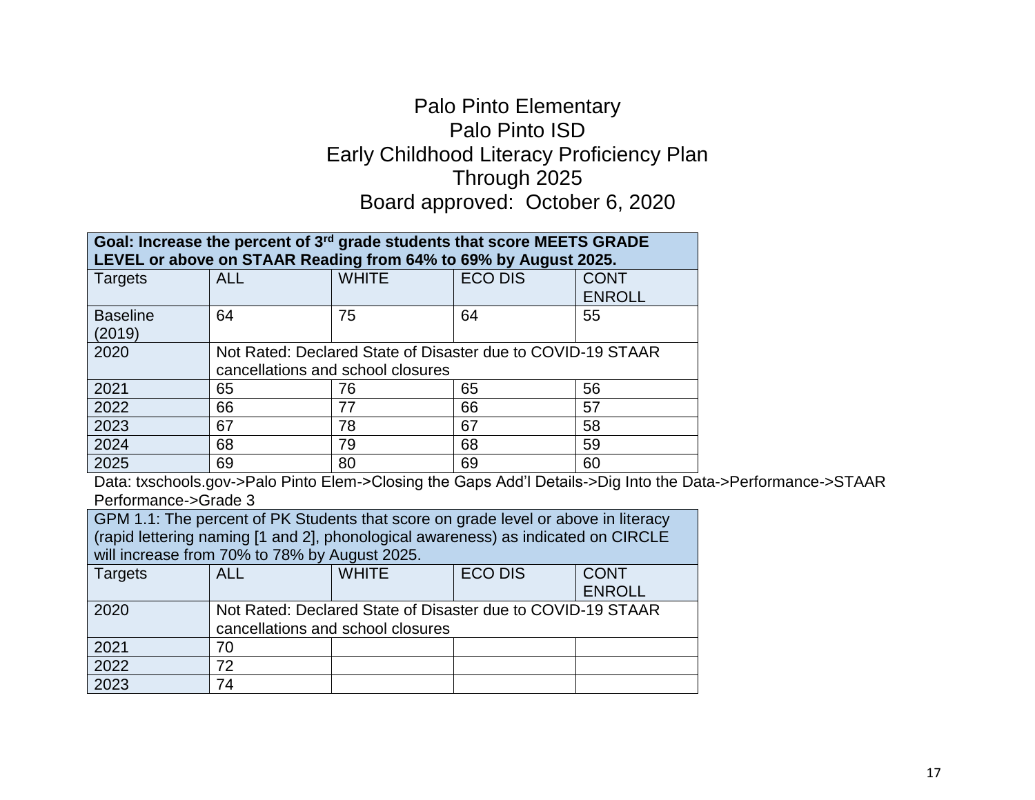# Palo Pinto Elementary
# Palo Pinto ISD
# Early Childhood Literacy Proficiency Plan
# Through 2025
# Board approved: October 6, 2020

| **Goal: Increase the percent of 3rd grade students that score MEETS GRADE LEVEL or above on STAAR Reading from 64% to 69% by August 2025.** | | | | |
|---|---|---|---|---|
| Targets | ALL | WHITE | ECO DIS | CONT ENROLL |
| Baseline (2019) | 64 | 75 | 64 | 55 |
| 2020 | Not Rated: Declared State of Disaster due to COVID-19 STAAR cancellations and school closures | | | |
| 2021 | 65 | 76 | 65 | 56 |
| 2022 | 66 | 77 | 66 | 57 |
| 2023 | 67 | 78 | 67 | 58 |
| 2024 | 68 | 79 | 68 | 59 |
| 2025 | 69 | 80 | 69 | 60 |

Data: txschools.gov->Palo Pinto Elem->Closing the Gaps Add'l Details->Dig Into the Data->Performance->STAAR Performance->Grade 3

| GPM 1.1: The percent of PK Students that score on grade level or above in literacy (rapid lettering naming [1 and 2], phonological awareness) as indicated on CIRCLE will increase from 70% to 78% by August 2025. | | | | |
|---|---|---|---|---|
| Targets | ALL | WHITE | ECO DIS | CONT ENROLL |
| 2020 | Not Rated: Declared State of Disaster due to COVID-19 STAAR cancellations and school closures | | | |
| 2021 | 70 | | | |
| 2022 | 72 | | | |
| 2023 | 74 | | | |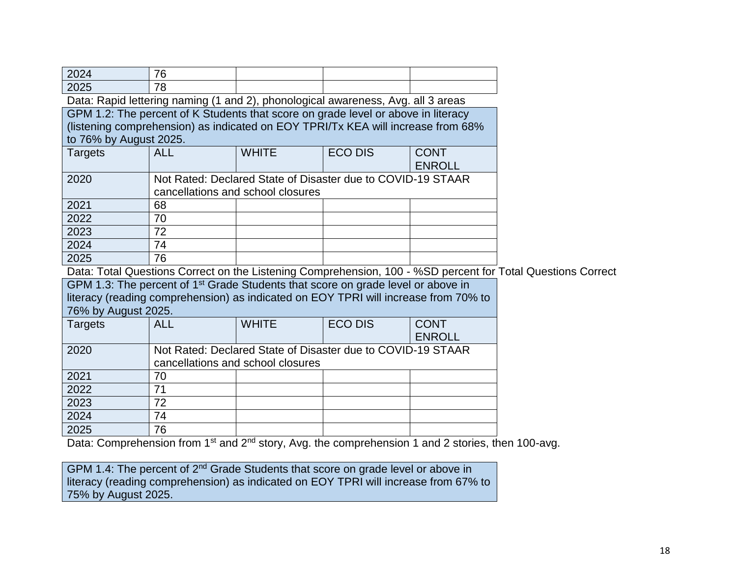| | | | | |
|---|---|---|---|---|
| 2024 | 76 | | | |
| 2025 | 78 | | | |

Data: Rapid lettering naming (1 and 2), phonological awareness, Avg. all 3 areas

GPM 1.2: The percent of K Students that score on grade level or above in literacy (listening comprehension) as indicated on EOY TPRI/Tx KEA will increase from 68% to 76% by August 2025.

| Targets | ALL | WHITE | ECO DIS | CONT ENROLL |
|---|---|---|---|---|
| 2020 | Not Rated: Declared State of Disaster due to COVID-19 STAAR cancellations and school closures | | | |
| 2021 | 68 | | | |
| 2022 | 70 | | | |
| 2023 | 72 | | | |
| 2024 | 74 | | | |
| 2025 | 76 | | | |

Data: Total Questions Correct on the Listening Comprehension, 100 - %SD percent for Total Questions Correct

GPM 1.3: The percent of 1st Grade Students that score on grade level or above in literacy (reading comprehension) as indicated on EOY TPRI will increase from 70% to 76% by August 2025.

| Targets | ALL | WHITE | ECO DIS | CONT ENROLL |
|---|---|---|---|---|
| 2020 | Not Rated: Declared State of Disaster due to COVID-19 STAAR cancellations and school closures | | | |
| 2021 | 70 | | | |
| 2022 | 71 | | | |
| 2023 | 72 | | | |
| 2024 | 74 | | | |
| 2025 | 76 | | | |

Data: Comprehension from 1st and 2nd story, Avg. the comprehension 1 and 2 stories, then 100-avg.

GPM 1.4: The percent of 2nd Grade Students that score on grade level or above in literacy (reading comprehension) as indicated on EOY TPRI will increase from 67% to 75% by August 2025.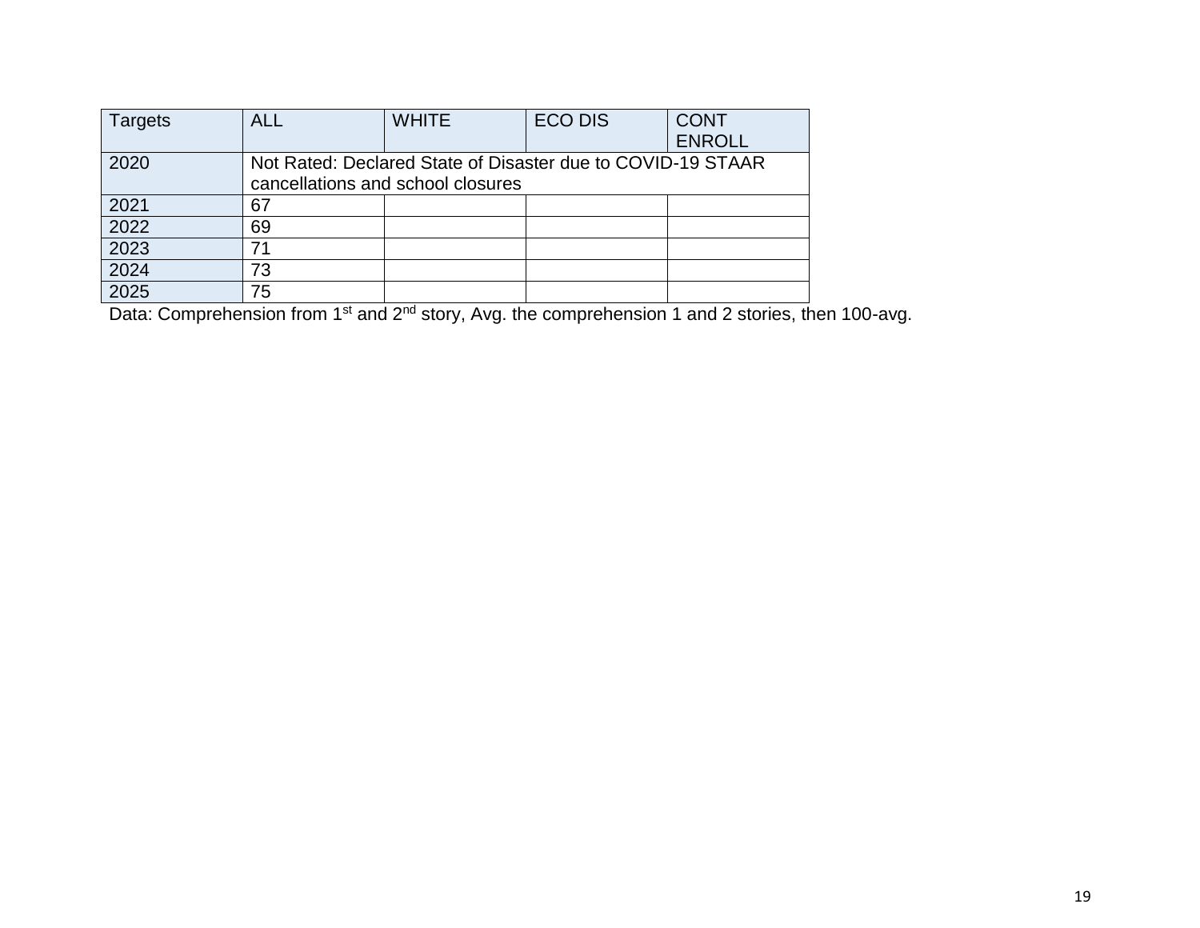| Targets | ALL | WHITE | ECO DIS | CONT ENROLL |
| --- | --- | --- | --- | --- |
| 2020 | Not Rated: Declared State of Disaster due to COVID-19 STAAR cancellations and school closures | | | |
| 2021 | 67 | | | |
| 2022 | 69 | | | |
| 2023 | 71 | | | |
| 2024 | 73 | | | |
| 2025 | 75 | | | |

Data: Comprehension from 1st and 2nd story, Avg. the comprehension 1 and 2 stories, then 100-avg.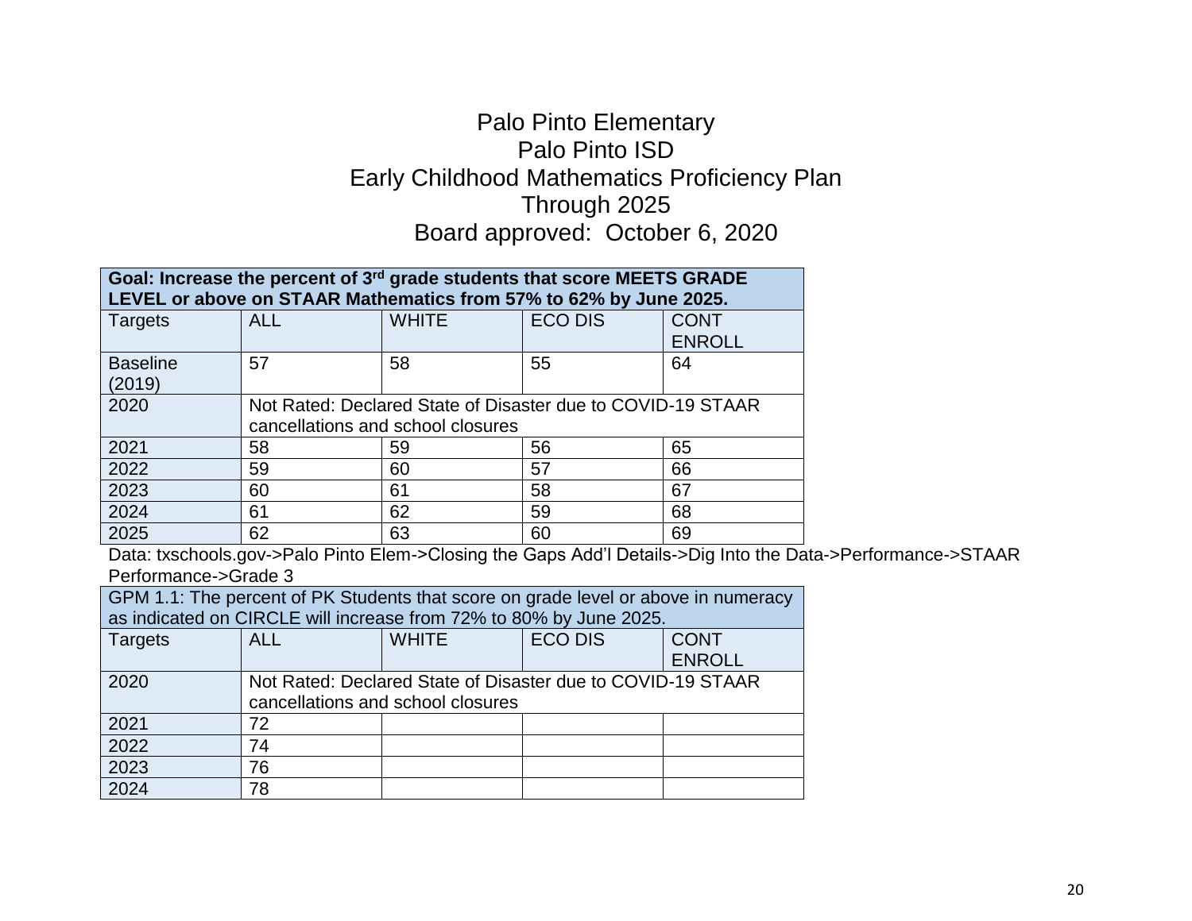# Palo Pinto Elementary
# Palo Pinto ISD
# Early Childhood Mathematics Proficiency Plan
# Through 2025
# Board approved: October 6, 2020

| **Goal: Increase the percent of 3rd grade students that score MEETS GRADE LEVEL or above on STAAR Mathematics from 57% to 62% by June 2025.** | | | | |
|---|---|---|---|---|
| Targets | ALL | WHITE | ECO DIS | CONT ENROLL |
| Baseline (2019) | 57 | 58 | 55 | 64 |
| 2020 | Not Rated: Declared State of Disaster due to COVID-19 STAAR cancellations and school closures | | | |
| 2021 | 58 | 59 | 56 | 65 |
| 2022 | 59 | 60 | 57 | 66 |
| 2023 | 60 | 61 | 58 | 67 |
| 2024 | 61 | 62 | 59 | 68 |
| 2025 | 62 | 63 | 60 | 69 |

Data: txschools.gov->Palo Pinto Elem->Closing the Gaps Add'l Details->Dig Into the Data->Performance->STAAR Performance->Grade 3

| GPM 1.1: The percent of PK Students that score on grade level or above in numeracy as indicated on CIRCLE will increase from 72% to 80% by June 2025. | | | | |
|---|---|---|---|---|
| Targets | ALL | WHITE | ECO DIS | CONT ENROLL |
| 2020 | Not Rated: Declared State of Disaster due to COVID-19 STAAR cancellations and school closures | | | |
| 2021 | 72 | | | |
| 2022 | 74 | | | |
| 2023 | 76 | | | |
| 2024 | 78 | | | |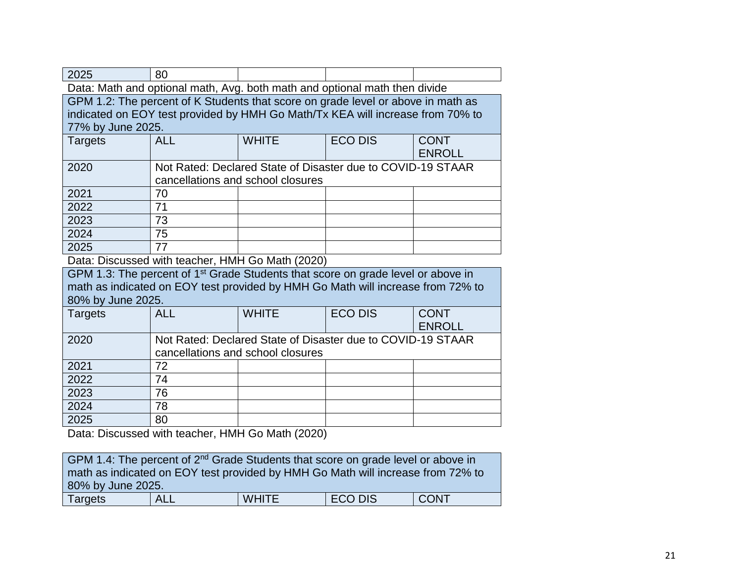| 2025 | 80 | | | |
|---|---|---|---|---|

Data: Math and optional math, Avg. both math and optional math then divide

| GPM 1.2: The percent of K Students that score on grade level or above in math as indicated on EOY test provided by HMH Go Math/Tx KEA will increase from 70% to 77% by June 2025. | | | | |
|---|---|---|---|---|
| Targets | ALL | WHITE | ECO DIS | CONT ENROLL |
| 2020 | Not Rated: Declared State of Disaster due to COVID-19 STAAR cancellations and school closures | | | |
| 2021 | 70 | | | |
| 2022 | 71 | | | |
| 2023 | 73 | | | |
| 2024 | 75 | | | |
| 2025 | 77 | | | |

Data: Discussed with teacher, HMH Go Math (2020)

| GPM 1.3: The percent of 1st Grade Students that score on grade level or above in math as indicated on EOY test provided by HMH Go Math will increase from 72% to 80% by June 2025. | | | | |
|---|---|---|---|---|
| Targets | ALL | WHITE | ECO DIS | CONT ENROLL |
| 2020 | Not Rated: Declared State of Disaster due to COVID-19 STAAR cancellations and school closures | | | |
| 2021 | 72 | | | |
| 2022 | 74 | | | |
| 2023 | 76 | | | |
| 2024 | 78 | | | |
| 2025 | 80 | | | |

Data: Discussed with teacher, HMH Go Math (2020)

| GPM 1.4: The percent of 2nd Grade Students that score on grade level or above in math as indicated on EOY test provided by HMH Go Math will increase from 72% to 80% by June 2025. | | | | |
|---|---|---|---|---|
| Targets | ALL | WHITE | ECO DIS | CONT |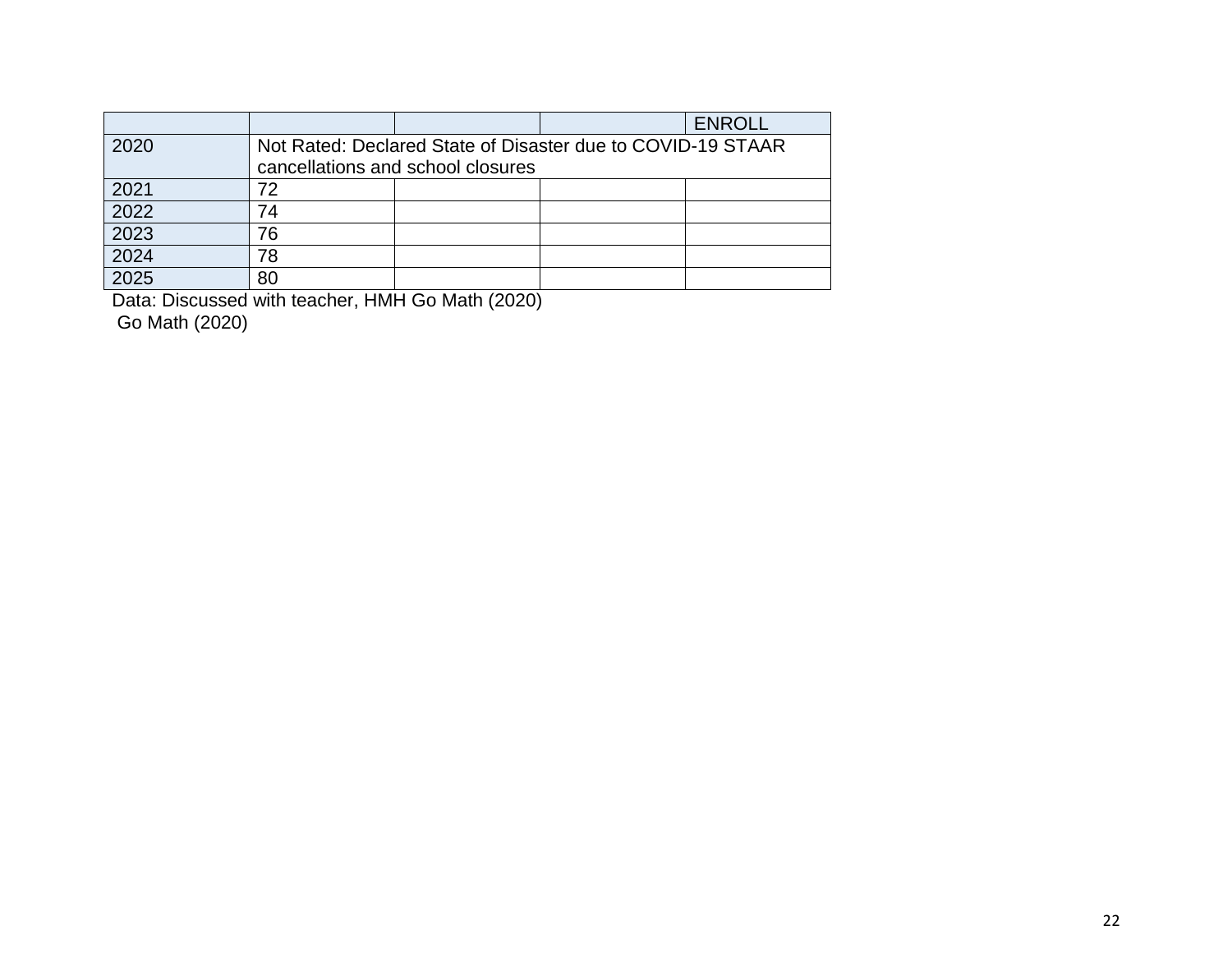| | | | | ENROLL |
|---|---|---|---|---|
| 2020 | Not Rated: Declared State of Disaster due to COVID-19 STAAR cancellations and school closures | | | |
| 2021 | 72 | | | |
| 2022 | 74 | | | |
| 2023 | 76 | | | |
| 2024 | 78 | | | |
| 2025 | 80 | | | |

Data: Discussed with teacher, HMH Go Math (2020)
Go Math (2020)